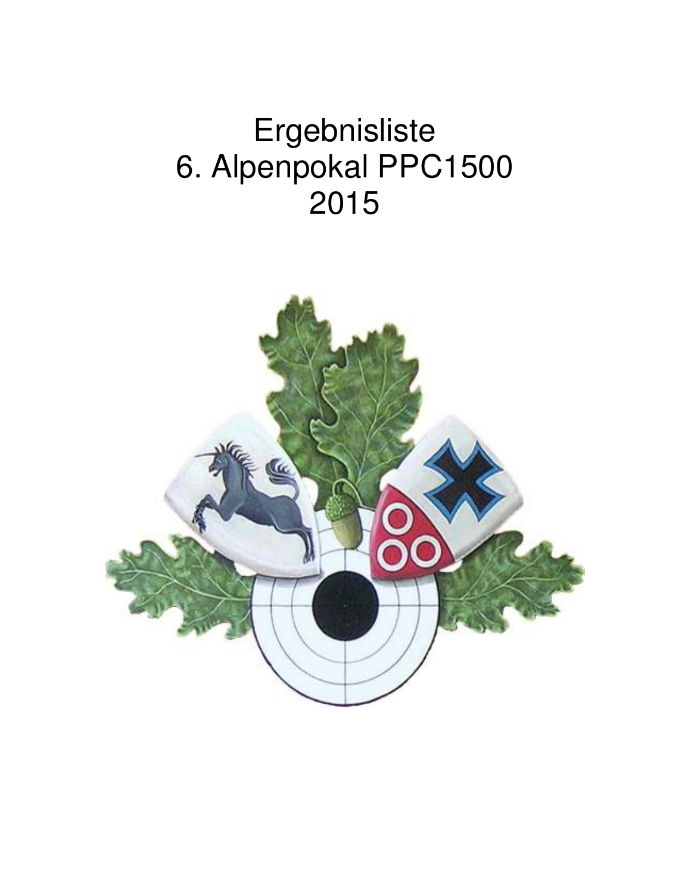# Ergebnisliste
# 6. Alpenpokal PPC1500
# 2015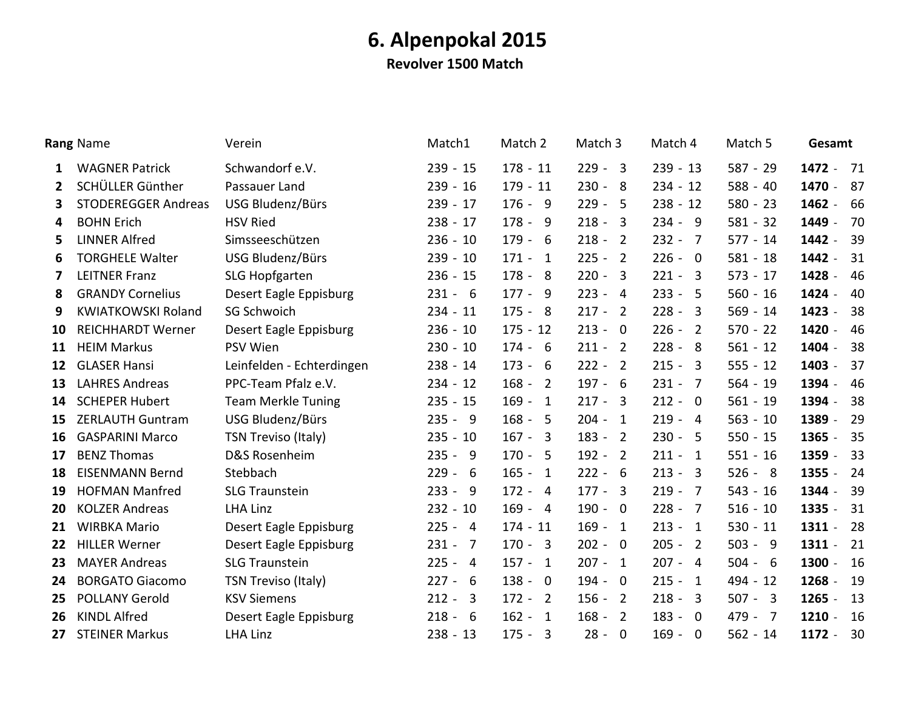# 6. Alpenpokal 2015

**Revolver 1500 Match**

| Rang | Name | Verein | Match1 | Match 2 | Match 3 | Match 4 | Match 5 | Gesamt |
|---|---|---|---|---|---|---|---|---|
| 1 | WAGNER Patrick | Schwandorf e.V. | 239 - 15 | 178 - 11 | 229 - 3 | 239 - 13 | 587 - 29 | **1472** - 71 |
| 2 | SCHÜLLER Günther | Passauer Land | 239 - 16 | 179 - 11 | 230 - 8 | 234 - 12 | 588 - 40 | **1470** - 87 |
| 3 | STODEREGGER Andreas | USG Bludenz/Bürs | 239 - 17 | 176 - 9 | 229 - 5 | 238 - 12 | 580 - 23 | **1462** - 66 |
| 4 | BOHN Erich | HSV Ried | 238 - 17 | 178 - 9 | 218 - 3 | 234 - 9 | 581 - 32 | **1449** - 70 |
| 5 | LINNER Alfred | Simsseeschützen | 236 - 10 | 179 - 6 | 218 - 2 | 232 - 7 | 577 - 14 | **1442** - 39 |
| 6 | TORGHELE Walter | USG Bludenz/Bürs | 239 - 10 | 171 - 1 | 225 - 2 | 226 - 0 | 581 - 18 | **1442** - 31 |
| 7 | LEITNER Franz | SLG Hopfgarten | 236 - 15 | 178 - 8 | 220 - 3 | 221 - 3 | 573 - 17 | **1428** - 46 |
| 8 | GRANDY Cornelius | Desert Eagle Eppisburg | 231 - 6 | 177 - 9 | 223 - 4 | 233 - 5 | 560 - 16 | **1424** - 40 |
| 9 | KWIATKOWSKI Roland | SG Schwoich | 234 - 11 | 175 - 8 | 217 - 2 | 228 - 3 | 569 - 14 | **1423** - 38 |
| 10 | REICHHARDT Werner | Desert Eagle Eppisburg | 236 - 10 | 175 - 12 | 213 - 0 | 226 - 2 | 570 - 22 | **1420** - 46 |
| 11 | HEIM Markus | PSV Wien | 230 - 10 | 174 - 6 | 211 - 2 | 228 - 8 | 561 - 12 | **1404** - 38 |
| 12 | GLASER Hansi | Leinfelden - Echterdingen | 238 - 14 | 173 - 6 | 222 - 2 | 215 - 3 | 555 - 12 | **1403** - 37 |
| 13 | LAHRES Andreas | PPC-Team Pfalz e.V. | 234 - 12 | 168 - 2 | 197 - 6 | 231 - 7 | 564 - 19 | **1394** - 46 |
| 14 | SCHEPER Hubert | Team Merkle Tuning | 235 - 15 | 169 - 1 | 217 - 3 | 212 - 0 | 561 - 19 | **1394** - 38 |
| 15 | ZERLAUTH Guntram | USG Bludenz/Bürs | 235 - 9 | 168 - 5 | 204 - 1 | 219 - 4 | 563 - 10 | **1389** - 29 |
| 16 | GASPARINI Marco | TSN Treviso (Italy) | 235 - 10 | 167 - 3 | 183 - 2 | 230 - 5 | 550 - 15 | **1365** - 35 |
| 17 | BENZ Thomas | D&S Rosenheim | 235 - 9 | 170 - 5 | 192 - 2 | 211 - 1 | 551 - 16 | **1359** - 33 |
| 18 | EISENMANN Bernd | Stebbach | 229 - 6 | 165 - 1 | 222 - 6 | 213 - 3 | 526 - 8 | **1355** - 24 |
| 19 | HOFMAN Manfred | SLG Traunstein | 233 - 9 | 172 - 4 | 177 - 3 | 219 - 7 | 543 - 16 | **1344** - 39 |
| 20 | KOLZER Andreas | LHA Linz | 232 - 10 | 169 - 4 | 190 - 0 | 228 - 7 | 516 - 10 | **1335** - 31 |
| 21 | WIRBKA Mario | Desert Eagle Eppisburg | 225 - 4 | 174 - 11 | 169 - 1 | 213 - 1 | 530 - 11 | **1311** - 28 |
| 22 | HILLER Werner | Desert Eagle Eppisburg | 231 - 7 | 170 - 3 | 202 - 0 | 205 - 2 | 503 - 9 | **1311** - 21 |
| 23 | MAYER Andreas | SLG Traunstein | 225 - 4 | 157 - 1 | 207 - 1 | 207 - 4 | 504 - 6 | **1300** - 16 |
| 24 | BORGATO Giacomo | TSN Treviso (Italy) | 227 - 6 | 138 - 0 | 194 - 0 | 215 - 1 | 494 - 12 | **1268** - 19 |
| 25 | POLLANY Gerold | KSV Siemens | 212 - 3 | 172 - 2 | 156 - 2 | 218 - 3 | 507 - 3 | **1265** - 13 |
| 26 | KINDL Alfred | Desert Eagle Eppisburg | 218 - 6 | 162 - 1 | 168 - 2 | 183 - 0 | 479 - 7 | **1210** - 16 |
| 27 | STEINER Markus | LHA Linz | 238 - 13 | 175 - 3 | 28 - 0 | 169 - 0 | 562 - 14 | **1172** - 30 |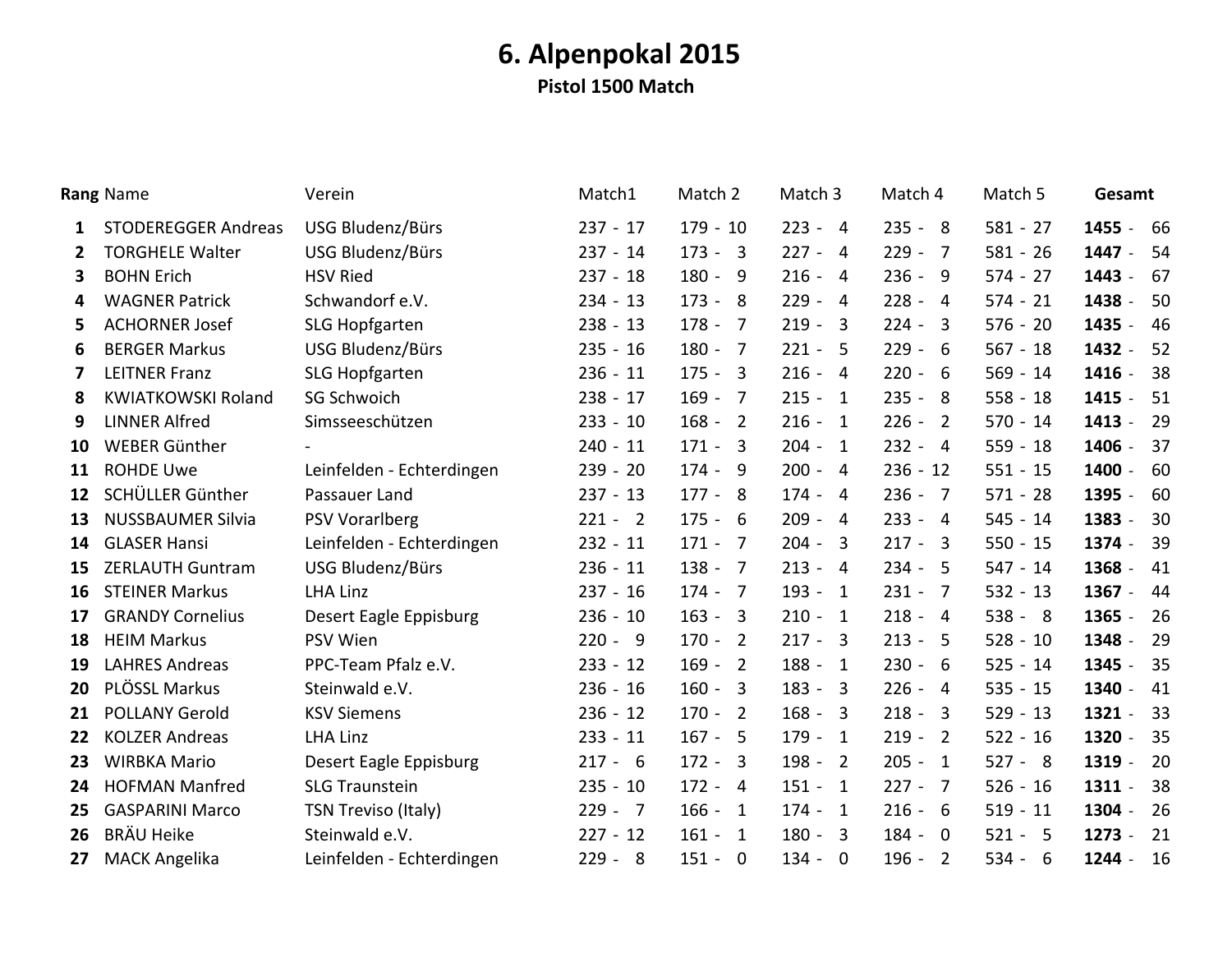# 6. Alpenpokal 2015

## Pistol 1500 Match

| Rang | Name | Verein | Match1 | Match 2 | Match 3 | Match 4 | Match 5 | Gesamt |
|---|---|---|---|---|---|---|---|---|
| **1** | STODEREGGER Andreas | USG Bludenz/Bürs | 237 - 17 | 179 - 10 | 223 - 4 | 235 - 8 | 581 - 27 | **1455** - 66 |
| **2** | TORGHELE Walter | USG Bludenz/Bürs | 237 - 14 | 173 - 3 | 227 - 4 | 229 - 7 | 581 - 26 | **1447** - 54 |
| **3** | BOHN Erich | HSV Ried | 237 - 18 | 180 - 9 | 216 - 4 | 236 - 9 | 574 - 27 | **1443** - 67 |
| **4** | WAGNER Patrick | Schwandorf e.V. | 234 - 13 | 173 - 8 | 229 - 4 | 228 - 4 | 574 - 21 | **1438** - 50 |
| **5** | ACHORNER Josef | SLG Hopfgarten | 238 - 13 | 178 - 7 | 219 - 3 | 224 - 3 | 576 - 20 | **1435** - 46 |
| **6** | BERGER Markus | USG Bludenz/Bürs | 235 - 16 | 180 - 7 | 221 - 5 | 229 - 6 | 567 - 18 | **1432** - 52 |
| **7** | LEITNER Franz | SLG Hopfgarten | 236 - 11 | 175 - 3 | 216 - 4 | 220 - 6 | 569 - 14 | **1416** - 38 |
| **8** | KWIATKOWSKI Roland | SG Schwoich | 238 - 17 | 169 - 7 | 215 - 1 | 235 - 8 | 558 - 18 | **1415** - 51 |
| **9** | LINNER Alfred | Simsseeschützen | 233 - 10 | 168 - 2 | 216 - 1 | 226 - 2 | 570 - 14 | **1413** - 29 |
| **10** | WEBER Günther | - | 240 - 11 | 171 - 3 | 204 - 1 | 232 - 4 | 559 - 18 | **1406** - 37 |
| **11** | ROHDE Uwe | Leinfelden - Echterdingen | 239 - 20 | 174 - 9 | 200 - 4 | 236 - 12 | 551 - 15 | **1400** - 60 |
| **12** | SCHÜLLER Günther | Passauer Land | 237 - 13 | 177 - 8 | 174 - 4 | 236 - 7 | 571 - 28 | **1395** - 60 |
| **13** | NUSSBAUMER Silvia | PSV Vorarlberg | 221 - 2 | 175 - 6 | 209 - 4 | 233 - 4 | 545 - 14 | **1383** - 30 |
| **14** | GLASER Hansi | Leinfelden - Echterdingen | 232 - 11 | 171 - 7 | 204 - 3 | 217 - 3 | 550 - 15 | **1374** - 39 |
| **15** | ZERLAUTH Guntram | USG Bludenz/Bürs | 236 - 11 | 138 - 7 | 213 - 4 | 234 - 5 | 547 - 14 | **1368** - 41 |
| **16** | STEINER Markus | LHA Linz | 237 - 16 | 174 - 7 | 193 - 1 | 231 - 7 | 532 - 13 | **1367** - 44 |
| **17** | GRANDY Cornelius | Desert Eagle Eppisburg | 236 - 10 | 163 - 3 | 210 - 1 | 218 - 4 | 538 - 8 | **1365** - 26 |
| **18** | HEIM Markus | PSV Wien | 220 - 9 | 170 - 2 | 217 - 3 | 213 - 5 | 528 - 10 | **1348** - 29 |
| **19** | LAHRES Andreas | PPC-Team Pfalz e.V. | 233 - 12 | 169 - 2 | 188 - 1 | 230 - 6 | 525 - 14 | **1345** - 35 |
| **20** | PLÖSSL Markus | Steinwald e.V. | 236 - 16 | 160 - 3 | 183 - 3 | 226 - 4 | 535 - 15 | **1340** - 41 |
| **21** | POLLANY Gerold | KSV Siemens | 236 - 12 | 170 - 2 | 168 - 3 | 218 - 3 | 529 - 13 | **1321** - 33 |
| **22** | KOLZER Andreas | LHA Linz | 233 - 11 | 167 - 5 | 179 - 1 | 219 - 2 | 522 - 16 | **1320** - 35 |
| **23** | WIRBKA Mario | Desert Eagle Eppisburg | 217 - 6 | 172 - 3 | 198 - 2 | 205 - 1 | 527 - 8 | **1319** - 20 |
| **24** | HOFMAN Manfred | SLG Traunstein | 235 - 10 | 172 - 4 | 151 - 1 | 227 - 7 | 526 - 16 | **1311** - 38 |
| **25** | GASPARINI Marco | TSN Treviso (Italy) | 229 - 7 | 166 - 1 | 174 - 1 | 216 - 6 | 519 - 11 | **1304** - 26 |
| **26** | BRÄU Heike | Steinwald e.V. | 227 - 12 | 161 - 1 | 180 - 3 | 184 - 0 | 521 - 5 | **1273** - 21 |
| **27** | MACK Angelika | Leinfelden - Echterdingen | 229 - 8 | 151 - 0 | 134 - 0 | 196 - 2 | 534 - 6 | **1244** - 16 |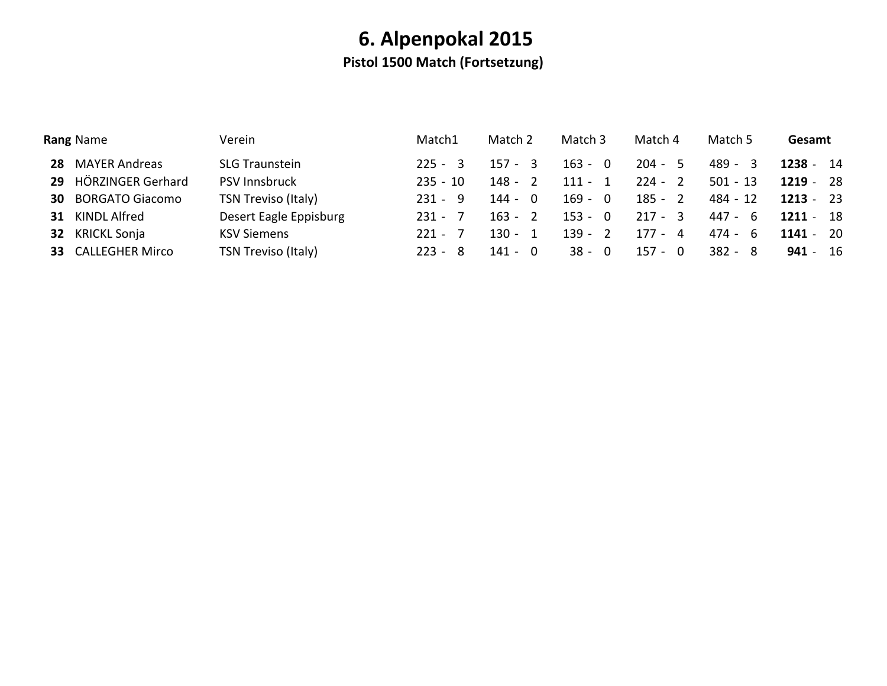# 6. Alpenpokal 2015

**Pistol 1500 Match (Fortsetzung)**

| **Rang** | Name | Verein | Match1 | Match 2 | Match 3 | Match 4 | Match 5 | **Gesamt** |
|---|---|---|---|---|---|---|---|---|
| **28** | MAYER Andreas | SLG Traunstein | 225 - 3 | 157 - 3 | 163 - 0 | 204 - 5 | 489 - 3 | **1238** - 14 |
| **29** | HÖRZINGER Gerhard | PSV Innsbruck | 235 - 10 | 148 - 2 | 111 - 1 | 224 - 2 | 501 - 13 | **1219** - 28 |
| **30** | BORGATO Giacomo | TSN Treviso (Italy) | 231 - 9 | 144 - 0 | 169 - 0 | 185 - 2 | 484 - 12 | **1213** - 23 |
| **31** | KINDL Alfred | Desert Eagle Eppisburg | 231 - 7 | 163 - 2 | 153 - 0 | 217 - 3 | 447 - 6 | **1211** - 18 |
| **32** | KRICKL Sonja | KSV Siemens | 221 - 7 | 130 - 1 | 139 - 2 | 177 - 4 | 474 - 6 | **1141** - 20 |
| **33** | CALLEGHER Mirco | TSN Treviso (Italy) | 223 - 8 | 141 - 0 | 38 - 0 | 157 - 0 | 382 - 8 | **941** - 16 |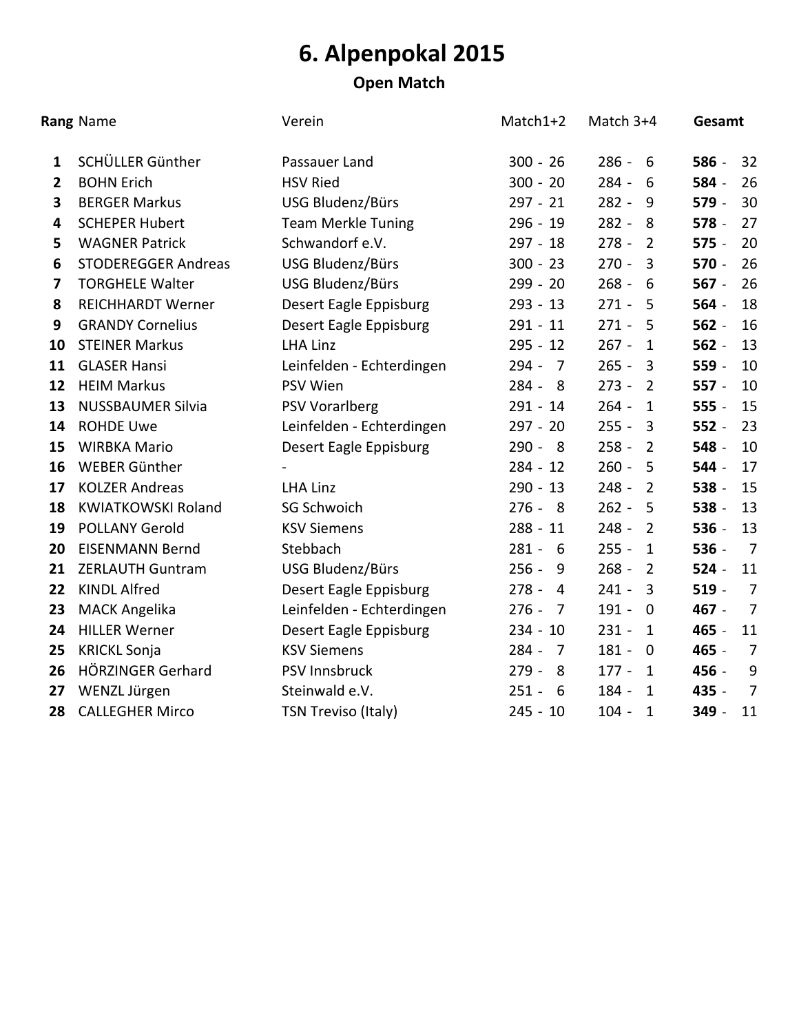# 6. Alpenpokal 2015

## Open Match

| Rang | Name | Verein | Match1+2 | Match 3+4 | Gesamt |
|---|---|---|---|---|---|
| **1** | SCHÜLLER Günther | Passauer Land | 300 - 26 | 286 - 6 | **586** - 32 |
| **2** | BOHN Erich | HSV Ried | 300 - 20 | 284 - 6 | **584** - 26 |
| **3** | BERGER Markus | USG Bludenz/Bürs | 297 - 21 | 282 - 9 | **579** - 30 |
| **4** | SCHEPER Hubert | Team Merkle Tuning | 296 - 19 | 282 - 8 | **578** - 27 |
| **5** | WAGNER Patrick | Schwandorf e.V. | 297 - 18 | 278 - 2 | **575** - 20 |
| **6** | STODEREGGER Andreas | USG Bludenz/Bürs | 300 - 23 | 270 - 3 | **570** - 26 |
| **7** | TORGHELE Walter | USG Bludenz/Bürs | 299 - 20 | 268 - 6 | **567** - 26 |
| **8** | REICHHARDT Werner | Desert Eagle Eppisburg | 293 - 13 | 271 - 5 | **564** - 18 |
| **9** | GRANDY Cornelius | Desert Eagle Eppisburg | 291 - 11 | 271 - 5 | **562** - 16 |
| **10** | STEINER Markus | LHA Linz | 295 - 12 | 267 - 1 | **562** - 13 |
| **11** | GLASER Hansi | Leinfelden - Echterdingen | 294 - 7 | 265 - 3 | **559** - 10 |
| **12** | HEIM Markus | PSV Wien | 284 - 8 | 273 - 2 | **557** - 10 |
| **13** | NUSSBAUMER Silvia | PSV Vorarlberg | 291 - 14 | 264 - 1 | **555** - 15 |
| **14** | ROHDE Uwe | Leinfelden - Echterdingen | 297 - 20 | 255 - 3 | **552** - 23 |
| **15** | WIRBKA Mario | Desert Eagle Eppisburg | 290 - 8 | 258 - 2 | **548** - 10 |
| **16** | WEBER Günther | - | 284 - 12 | 260 - 5 | **544** - 17 |
| **17** | KOLZER Andreas | LHA Linz | 290 - 13 | 248 - 2 | **538** - 15 |
| **18** | KWIATKOWSKI Roland | SG Schwoich | 276 - 8 | 262 - 5 | **538** - 13 |
| **19** | POLLANY Gerold | KSV Siemens | 288 - 11 | 248 - 2 | **536** - 13 |
| **20** | EISENMANN Bernd | Stebbach | 281 - 6 | 255 - 1 | **536** - 7 |
| **21** | ZERLAUTH Guntram | USG Bludenz/Bürs | 256 - 9 | 268 - 2 | **524** - 11 |
| **22** | KINDL Alfred | Desert Eagle Eppisburg | 278 - 4 | 241 - 3 | **519** - 7 |
| **23** | MACK Angelika | Leinfelden - Echterdingen | 276 - 7 | 191 - 0 | **467** - 7 |
| **24** | HILLER Werner | Desert Eagle Eppisburg | 234 - 10 | 231 - 1 | **465** - 11 |
| **25** | KRICKL Sonja | KSV Siemens | 284 - 7 | 181 - 0 | **465** - 7 |
| **26** | HÖRZINGER Gerhard | PSV Innsbruck | 279 - 8 | 177 - 1 | **456** - 9 |
| **27** | WENZL Jürgen | Steinwald e.V. | 251 - 6 | 184 - 1 | **435** - 7 |
| **28** | CALLEGHER Mirco | TSN Treviso (Italy) | 245 - 10 | 104 - 1 | **349** - 11 |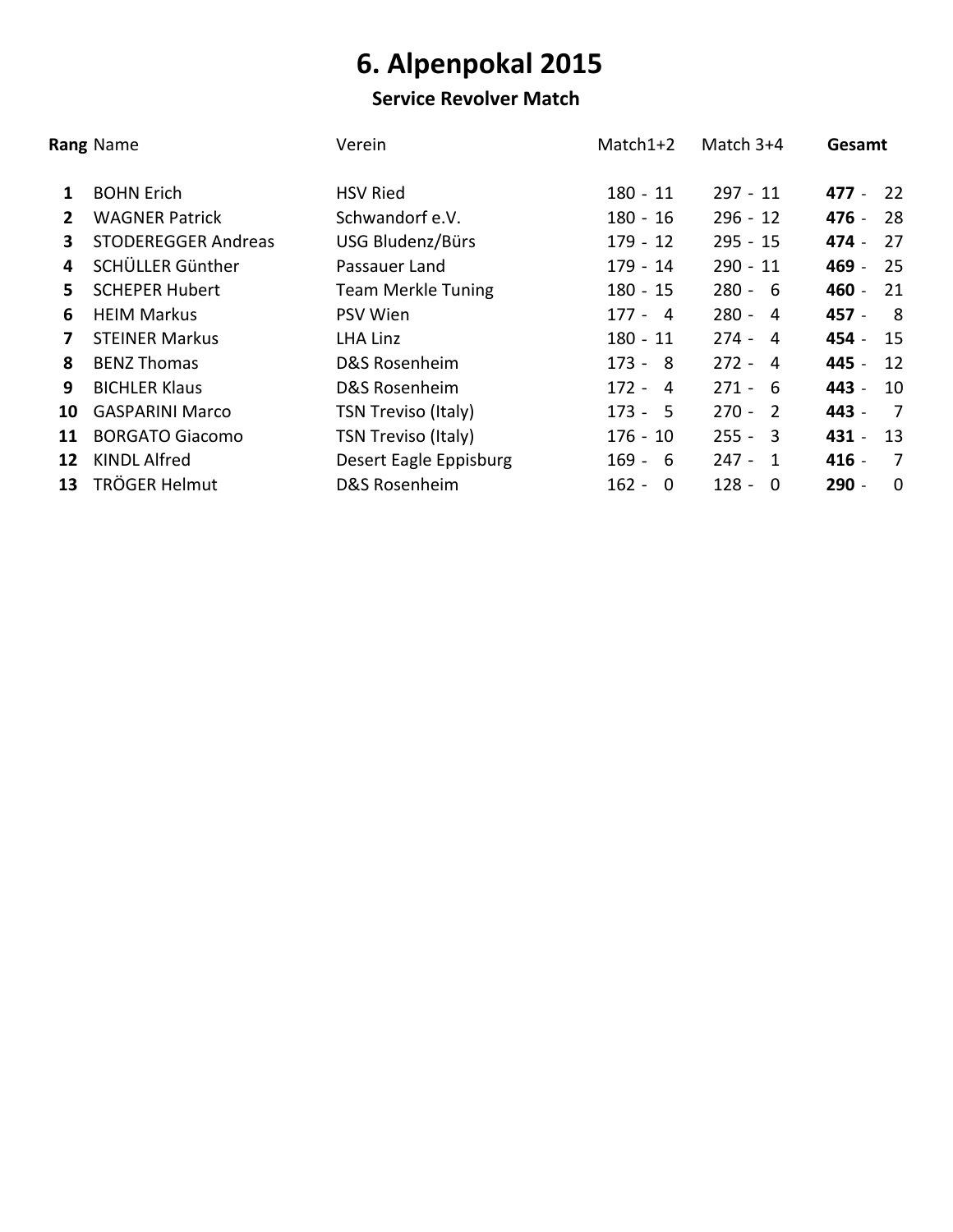# 6. Alpenpokal 2015

## Service Revolver Match

| Rang | Name | Verein | Match1+2 | Match 3+4 | Gesamt |
|---|---|---|---|---|---|
| 1 | BOHN Erich | HSV Ried | 180 - 11 | 297 - 11 | **477** - 22 |
| 2 | WAGNER Patrick | Schwandorf e.V. | 180 - 16 | 296 - 12 | **476** - 28 |
| 3 | STODEREGGER Andreas | USG Bludenz/Bürs | 179 - 12 | 295 - 15 | **474** - 27 |
| 4 | SCHÜLLER Günther | Passauer Land | 179 - 14 | 290 - 11 | **469** - 25 |
| 5 | SCHEPER Hubert | Team Merkle Tuning | 180 - 15 | 280 - 6 | **460** - 21 |
| 6 | HEIM Markus | PSV Wien | 177 - 4 | 280 - 4 | **457** - 8 |
| 7 | STEINER Markus | LHA Linz | 180 - 11 | 274 - 4 | **454** - 15 |
| 8 | BENZ Thomas | D&S Rosenheim | 173 - 8 | 272 - 4 | **445** - 12 |
| 9 | BICHLER Klaus | D&S Rosenheim | 172 - 4 | 271 - 6 | **443** - 10 |
| 10 | GASPARINI Marco | TSN Treviso (Italy) | 173 - 5 | 270 - 2 | **443** - 7 |
| 11 | BORGATO Giacomo | TSN Treviso (Italy) | 176 - 10 | 255 - 3 | **431** - 13 |
| 12 | KINDL Alfred | Desert Eagle Eppisburg | 169 - 6 | 247 - 1 | **416** - 7 |
| 13 | TRÖGER Helmut | D&S Rosenheim | 162 - 0 | 128 - 0 | **290** - 0 |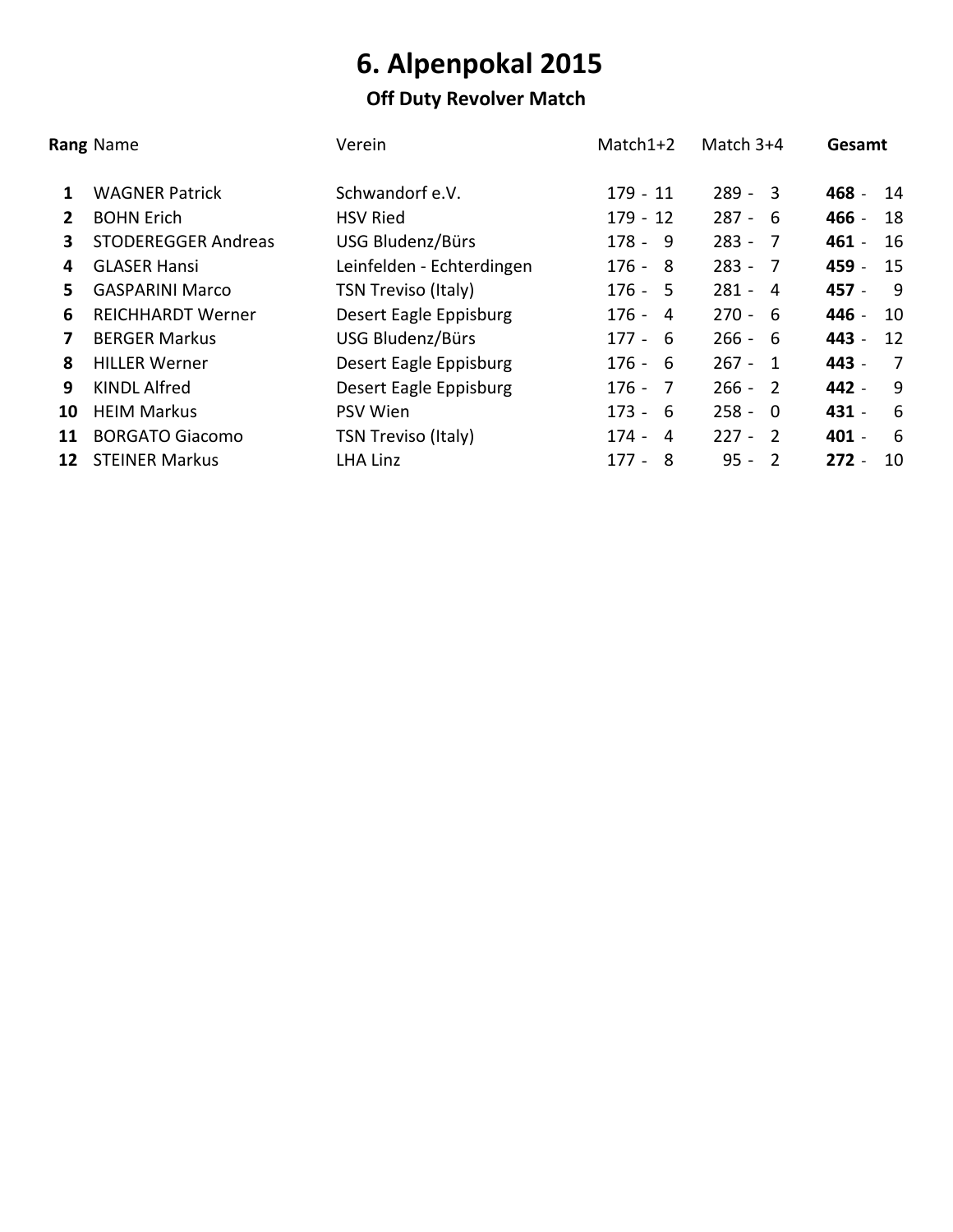# 6. Alpenpokal 2015

## Off Duty Revolver Match

| Rang | Name | Verein | Match1+2 | Match 3+4 | Gesamt |
|---|---|---|---|---|---|
| **1** | WAGNER Patrick | Schwandorf e.V. | 179 - 11 | 289 - 3 | **468** - 14 |
| **2** | BOHN Erich | HSV Ried | 179 - 12 | 287 - 6 | **466** - 18 |
| **3** | STODEREGGER Andreas | USG Bludenz/Bürs | 178 - 9 | 283 - 7 | **461** - 16 |
| **4** | GLASER Hansi | Leinfelden - Echterdingen | 176 - 8 | 283 - 7 | **459** - 15 |
| **5** | GASPARINI Marco | TSN Treviso (Italy) | 176 - 5 | 281 - 4 | **457** - 9 |
| **6** | REICHHARDT Werner | Desert Eagle Eppisburg | 176 - 4 | 270 - 6 | **446** - 10 |
| **7** | BERGER Markus | USG Bludenz/Bürs | 177 - 6 | 266 - 6 | **443** - 12 |
| **8** | HILLER Werner | Desert Eagle Eppisburg | 176 - 6 | 267 - 1 | **443** - 7 |
| **9** | KINDL Alfred | Desert Eagle Eppisburg | 176 - 7 | 266 - 2 | **442** - 9 |
| **10** | HEIM Markus | PSV Wien | 173 - 6 | 258 - 0 | **431** - 6 |
| **11** | BORGATO Giacomo | TSN Treviso (Italy) | 174 - 4 | 227 - 2 | **401** - 6 |
| **12** | STEINER Markus | LHA Linz | 177 - 8 | 95 - 2 | **272** - 10 |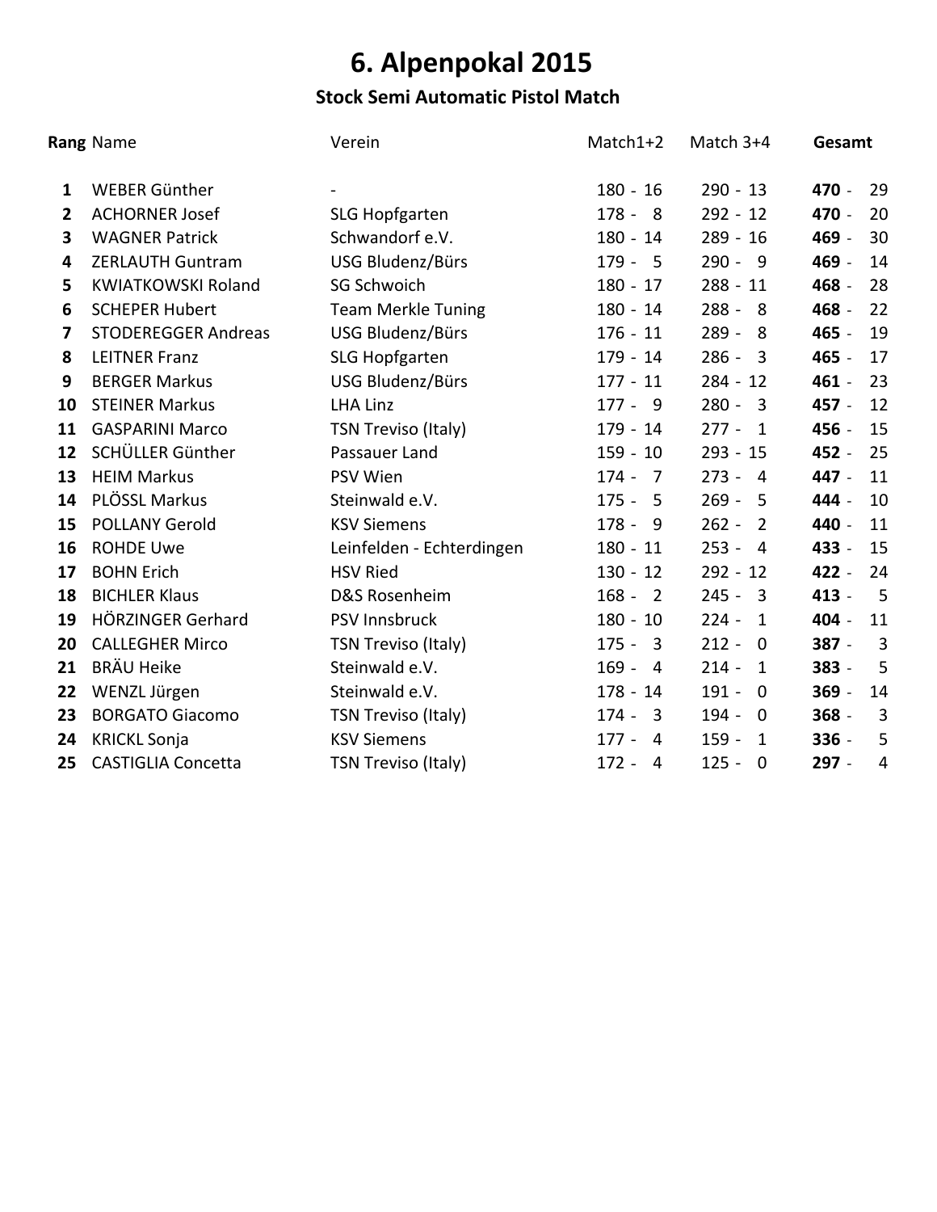# 6. Alpenpokal 2015

## Stock Semi Automatic Pistol Match

| Rang | Name | Verein | Match1+2 | Match 3+4 | Gesamt |
|---|---|---|---|---|---|
| **1** | WEBER Günther | - | 180 - 16 | 290 - 13 | **470** - 29 |
| **2** | ACHORNER Josef | SLG Hopfgarten | 178 - 8 | 292 - 12 | **470** - 20 |
| **3** | WAGNER Patrick | Schwandorf e.V. | 180 - 14 | 289 - 16 | **469** - 30 |
| **4** | ZERLAUTH Guntram | USG Bludenz/Bürs | 179 - 5 | 290 - 9 | **469** - 14 |
| **5** | KWIATKOWSKI Roland | SG Schwoich | 180 - 17 | 288 - 11 | **468** - 28 |
| **6** | SCHEPER Hubert | Team Merkle Tuning | 180 - 14 | 288 - 8 | **468** - 22 |
| **7** | STODEREGGER Andreas | USG Bludenz/Bürs | 176 - 11 | 289 - 8 | **465** - 19 |
| **8** | LEITNER Franz | SLG Hopfgarten | 179 - 14 | 286 - 3 | **465** - 17 |
| **9** | BERGER Markus | USG Bludenz/Bürs | 177 - 11 | 284 - 12 | **461** - 23 |
| **10** | STEINER Markus | LHA Linz | 177 - 9 | 280 - 3 | **457** - 12 |
| **11** | GASPARINI Marco | TSN Treviso (Italy) | 179 - 14 | 277 - 1 | **456** - 15 |
| **12** | SCHÜLLER Günther | Passauer Land | 159 - 10 | 293 - 15 | **452** - 25 |
| **13** | HEIM Markus | PSV Wien | 174 - 7 | 273 - 4 | **447** - 11 |
| **14** | PLÖSSL Markus | Steinwald e.V. | 175 - 5 | 269 - 5 | **444** - 10 |
| **15** | POLLANY Gerold | KSV Siemens | 178 - 9 | 262 - 2 | **440** - 11 |
| **16** | ROHDE Uwe | Leinfelden - Echterdingen | 180 - 11 | 253 - 4 | **433** - 15 |
| **17** | BOHN Erich | HSV Ried | 130 - 12 | 292 - 12 | **422** - 24 |
| **18** | BICHLER Klaus | D&S Rosenheim | 168 - 2 | 245 - 3 | **413** - 5 |
| **19** | HÖRZINGER Gerhard | PSV Innsbruck | 180 - 10 | 224 - 1 | **404** - 11 |
| **20** | CALLEGHER Mirco | TSN Treviso (Italy) | 175 - 3 | 212 - 0 | **387** - 3 |
| **21** | BRÄU Heike | Steinwald e.V. | 169 - 4 | 214 - 1 | **383** - 5 |
| **22** | WENZL Jürgen | Steinwald e.V. | 178 - 14 | 191 - 0 | **369** - 14 |
| **23** | BORGATO Giacomo | TSN Treviso (Italy) | 174 - 3 | 194 - 0 | **368** - 3 |
| **24** | KRICKL Sonja | KSV Siemens | 177 - 4 | 159 - 1 | **336** - 5 |
| **25** | CASTIGLIA Concetta | TSN Treviso (Italy) | 172 - 4 | 125 - 0 | **297** - 4 |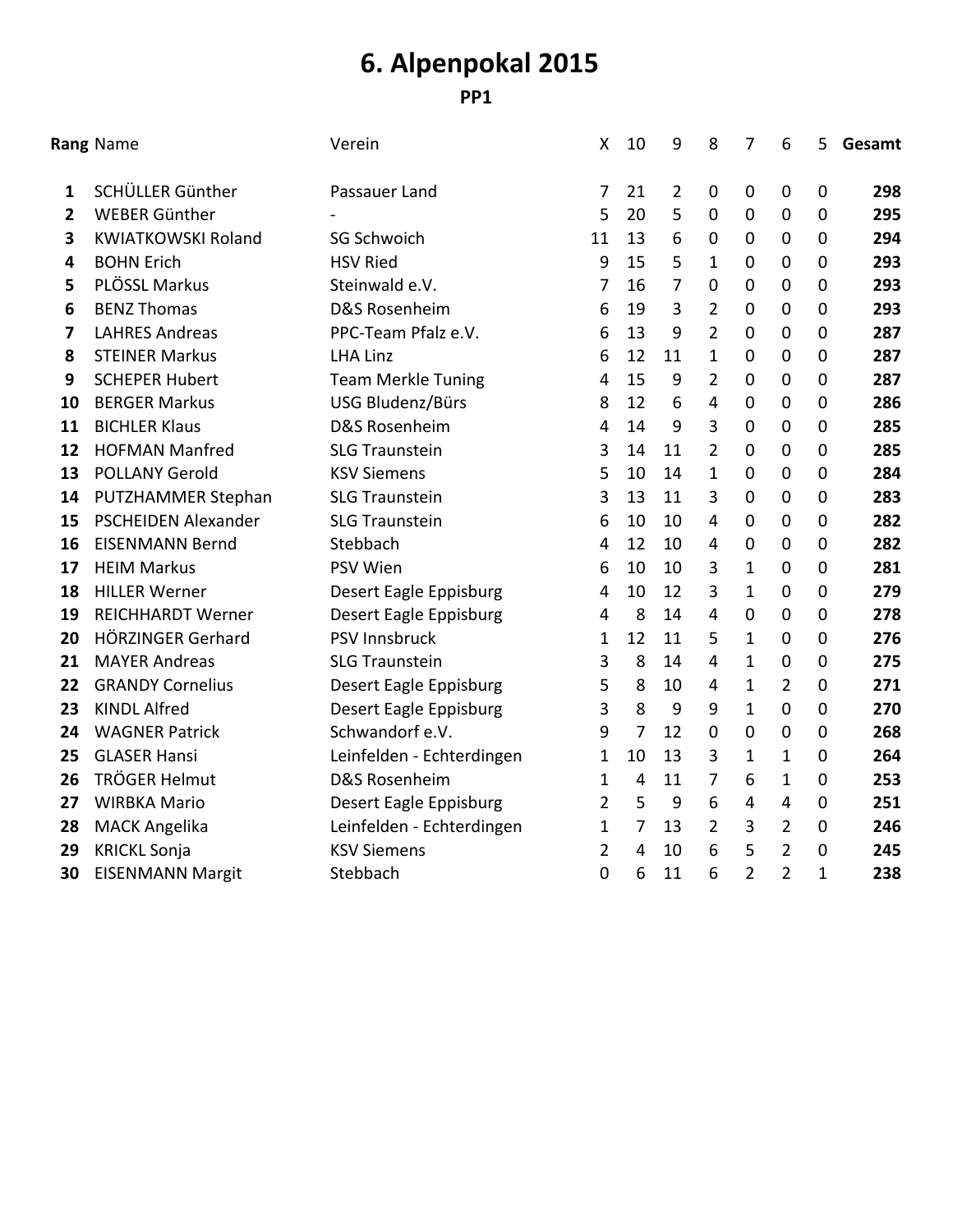# 6. Alpenpokal 2015

### PP1

| Rang | Name | Verein | X | 10 | 9 | 8 | 7 | 6 | 5 | Gesamt |
|---|---|---|---|---|---|---|---|---|---|---|
| **1** | SCHÜLLER Günther | Passauer Land | 7 | 21 | 2 | 0 | 0 | 0 | 0 | **298** |
| **2** | WEBER Günther | - | 5 | 20 | 5 | 0 | 0 | 0 | 0 | **295** |
| **3** | KWIATKOWSKI Roland | SG Schwoich | 11 | 13 | 6 | 0 | 0 | 0 | 0 | **294** |
| **4** | BOHN Erich | HSV Ried | 9 | 15 | 5 | 1 | 0 | 0 | 0 | **293** |
| **5** | PLÖSSL Markus | Steinwald e.V. | 7 | 16 | 7 | 0 | 0 | 0 | 0 | **293** |
| **6** | BENZ Thomas | D&S Rosenheim | 6 | 19 | 3 | 2 | 0 | 0 | 0 | **293** |
| **7** | LAHRES Andreas | PPC-Team Pfalz e.V. | 6 | 13 | 9 | 2 | 0 | 0 | 0 | **287** |
| **8** | STEINER Markus | LHA Linz | 6 | 12 | 11 | 1 | 0 | 0 | 0 | **287** |
| **9** | SCHEPER Hubert | Team Merkle Tuning | 4 | 15 | 9 | 2 | 0 | 0 | 0 | **287** |
| **10** | BERGER Markus | USG Bludenz/Bürs | 8 | 12 | 6 | 4 | 0 | 0 | 0 | **286** |
| **11** | BICHLER Klaus | D&S Rosenheim | 4 | 14 | 9 | 3 | 0 | 0 | 0 | **285** |
| **12** | HOFMAN Manfred | SLG Traunstein | 3 | 14 | 11 | 2 | 0 | 0 | 0 | **285** |
| **13** | POLLANY Gerold | KSV Siemens | 5 | 10 | 14 | 1 | 0 | 0 | 0 | **284** |
| **14** | PUTZHAMMER Stephan | SLG Traunstein | 3 | 13 | 11 | 3 | 0 | 0 | 0 | **283** |
| **15** | PSCHEIDEN Alexander | SLG Traunstein | 6 | 10 | 10 | 4 | 0 | 0 | 0 | **282** |
| **16** | EISENMANN Bernd | Stebbach | 4 | 12 | 10 | 4 | 0 | 0 | 0 | **282** |
| **17** | HEIM Markus | PSV Wien | 6 | 10 | 10 | 3 | 1 | 0 | 0 | **281** |
| **18** | HILLER Werner | Desert Eagle Eppisburg | 4 | 10 | 12 | 3 | 1 | 0 | 0 | **279** |
| **19** | REICHHARDT Werner | Desert Eagle Eppisburg | 4 | 8 | 14 | 4 | 0 | 0 | 0 | **278** |
| **20** | HÖRZINGER Gerhard | PSV Innsbruck | 1 | 12 | 11 | 5 | 1 | 0 | 0 | **276** |
| **21** | MAYER Andreas | SLG Traunstein | 3 | 8 | 14 | 4 | 1 | 0 | 0 | **275** |
| **22** | GRANDY Cornelius | Desert Eagle Eppisburg | 5 | 8 | 10 | 4 | 1 | 2 | 0 | **271** |
| **23** | KINDL Alfred | Desert Eagle Eppisburg | 3 | 8 | 9 | 9 | 1 | 0 | 0 | **270** |
| **24** | WAGNER Patrick | Schwandorf e.V. | 9 | 7 | 12 | 0 | 0 | 0 | 0 | **268** |
| **25** | GLASER Hansi | Leinfelden - Echterdingen | 1 | 10 | 13 | 3 | 1 | 1 | 0 | **264** |
| **26** | TRÖGER Helmut | D&S Rosenheim | 1 | 4 | 11 | 7 | 6 | 1 | 0 | **253** |
| **27** | WIRBKA Mario | Desert Eagle Eppisburg | 2 | 5 | 9 | 6 | 4 | 4 | 0 | **251** |
| **28** | MACK Angelika | Leinfelden - Echterdingen | 1 | 7 | 13 | 2 | 3 | 2 | 0 | **246** |
| **29** | KRICKL Sonja | KSV Siemens | 2 | 4 | 10 | 6 | 5 | 2 | 0 | **245** |
| **30** | EISENMANN Margit | Stebbach | 0 | 6 | 11 | 6 | 2 | 2 | 1 | **238** |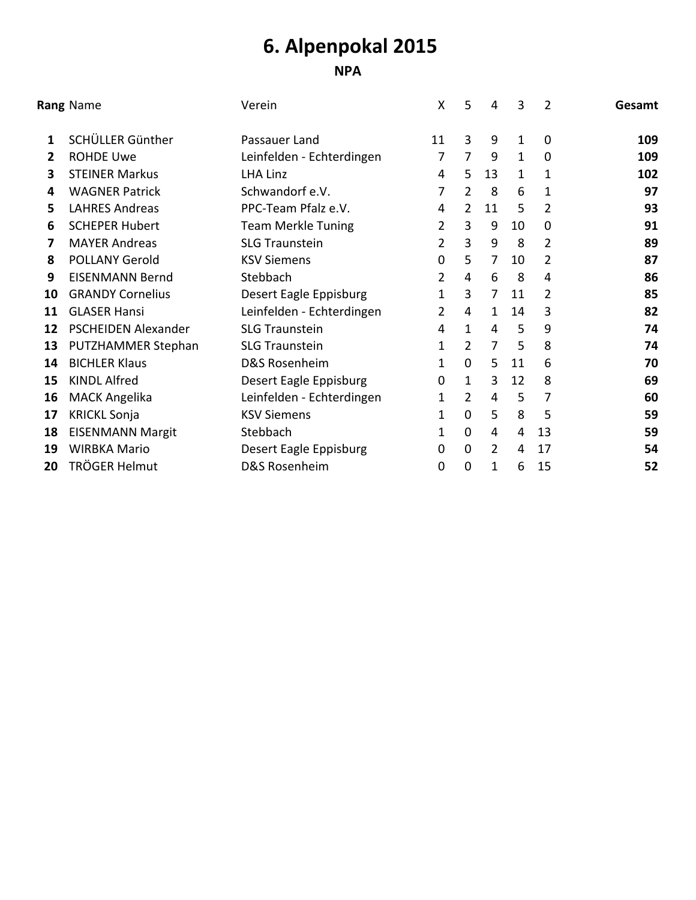# 6. Alpenpokal 2015

## NPA

| Rang | Name | Verein | X | 5 | 4 | 3 | 2 | Gesamt |
|---|---|---|---|---|---|---|---|---|
| **1** | SCHÜLLER Günther | Passauer Land | 11 | 3 | 9 | 1 | 0 | **109** |
| **2** | ROHDE Uwe | Leinfelden - Echterdingen | 7 | 7 | 9 | 1 | 0 | **109** |
| **3** | STEINER Markus | LHA Linz | 4 | 5 | 13 | 1 | 1 | **102** |
| **4** | WAGNER Patrick | Schwandorf e.V. | 7 | 2 | 8 | 6 | 1 | **97** |
| **5** | LAHRES Andreas | PPC-Team Pfalz e.V. | 4 | 2 | 11 | 5 | 2 | **93** |
| **6** | SCHEPER Hubert | Team Merkle Tuning | 2 | 3 | 9 | 10 | 0 | **91** |
| **7** | MAYER Andreas | SLG Traunstein | 2 | 3 | 9 | 8 | 2 | **89** |
| **8** | POLLANY Gerold | KSV Siemens | 0 | 5 | 7 | 10 | 2 | **87** |
| **9** | EISENMANN Bernd | Stebbach | 2 | 4 | 6 | 8 | 4 | **86** |
| **10** | GRANDY Cornelius | Desert Eagle Eppisburg | 1 | 3 | 7 | 11 | 2 | **85** |
| **11** | GLASER Hansi | Leinfelden - Echterdingen | 2 | 4 | 1 | 14 | 3 | **82** |
| **12** | PSCHEIDEN Alexander | SLG Traunstein | 4 | 1 | 4 | 5 | 9 | **74** |
| **13** | PUTZHAMMER Stephan | SLG Traunstein | 1 | 2 | 7 | 5 | 8 | **74** |
| **14** | BICHLER Klaus | D&S Rosenheim | 1 | 0 | 5 | 11 | 6 | **70** |
| **15** | KINDL Alfred | Desert Eagle Eppisburg | 0 | 1 | 3 | 12 | 8 | **69** |
| **16** | MACK Angelika | Leinfelden - Echterdingen | 1 | 2 | 4 | 5 | 7 | **60** |
| **17** | KRICKL Sonja | KSV Siemens | 1 | 0 | 5 | 8 | 5 | **59** |
| **18** | EISENMANN Margit | Stebbach | 1 | 0 | 4 | 4 | 13 | **59** |
| **19** | WIRBKA Mario | Desert Eagle Eppisburg | 0 | 0 | 2 | 4 | 17 | **54** |
| **20** | TRÖGER Helmut | D&S Rosenheim | 0 | 0 | 1 | 6 | 15 | **52** |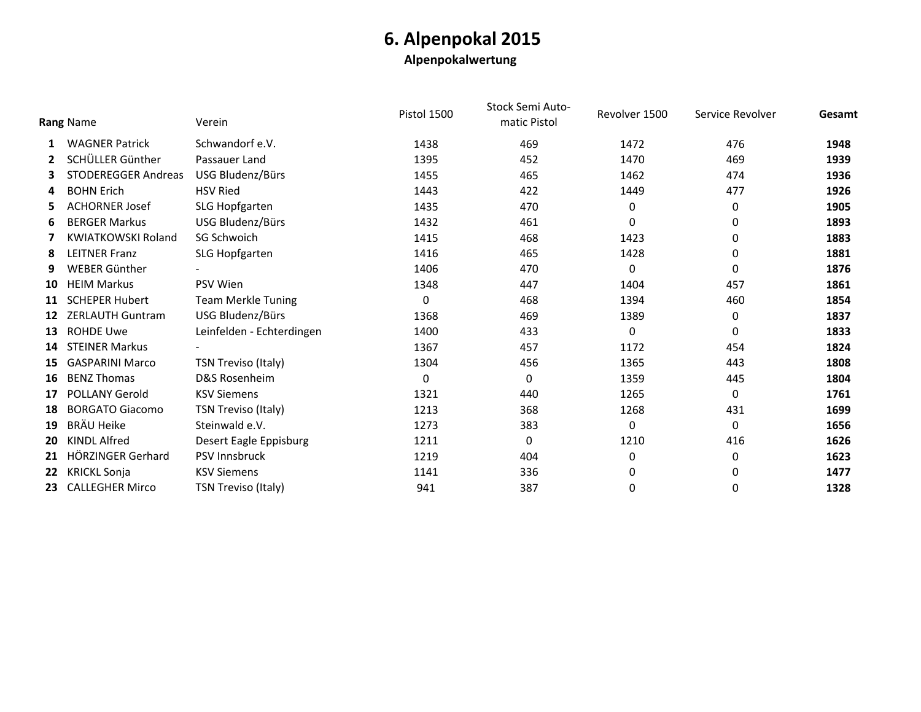# 6. Alpenpokal 2015

## Alpenpokalwertung

| Rang | Name | Verein | Pistol 1500 | Stock Semi Automatic Pistol | Revolver 1500 | Service Revolver | **Gesamt** |
|---|---|---|---|---|---|---|---|
| **1** | WAGNER Patrick | Schwandorf e.V. | 1438 | 469 | 1472 | 476 | **1948** |
| **2** | SCHÜLLER Günther | Passauer Land | 1395 | 452 | 1470 | 469 | **1939** |
| **3** | STODEREGGER Andreas | USG Bludenz/Bürs | 1455 | 465 | 1462 | 474 | **1936** |
| **4** | BOHN Erich | HSV Ried | 1443 | 422 | 1449 | 477 | **1926** |
| **5** | ACHORNER Josef | SLG Hopfgarten | 1435 | 470 | 0 | 0 | **1905** |
| **6** | BERGER Markus | USG Bludenz/Bürs | 1432 | 461 | 0 | 0 | **1893** |
| **7** | KWIATKOWSKI Roland | SG Schwoich | 1415 | 468 | 1423 | 0 | **1883** |
| **8** | LEITNER Franz | SLG Hopfgarten | 1416 | 465 | 1428 | 0 | **1881** |
| **9** | WEBER Günther | - | 1406 | 470 | 0 | 0 | **1876** |
| **10** | HEIM Markus | PSV Wien | 1348 | 447 | 1404 | 457 | **1861** |
| **11** | SCHEPER Hubert | Team Merkle Tuning | 0 | 468 | 1394 | 460 | **1854** |
| **12** | ZERLAUTH Guntram | USG Bludenz/Bürs | 1368 | 469 | 1389 | 0 | **1837** |
| **13** | ROHDE Uwe | Leinfelden - Echterdingen | 1400 | 433 | 0 | 0 | **1833** |
| **14** | STEINER Markus | - | 1367 | 457 | 1172 | 454 | **1824** |
| **15** | GASPARINI Marco | TSN Treviso (Italy) | 1304 | 456 | 1365 | 443 | **1808** |
| **16** | BENZ Thomas | D&S Rosenheim | 0 | 0 | 1359 | 445 | **1804** |
| **17** | POLLANY Gerold | KSV Siemens | 1321 | 440 | 1265 | 0 | **1761** |
| **18** | BORGATO Giacomo | TSN Treviso (Italy) | 1213 | 368 | 1268 | 431 | **1699** |
| **19** | BRÄU Heike | Steinwald e.V. | 1273 | 383 | 0 | 0 | **1656** |
| **20** | KINDL Alfred | Desert Eagle Eppisburg | 1211 | 0 | 1210 | 416 | **1626** |
| **21** | HÖRZINGER Gerhard | PSV Innsbruck | 1219 | 404 | 0 | 0 | **1623** |
| **22** | KRICKL Sonja | KSV Siemens | 1141 | 336 | 0 | 0 | **1477** |
| **23** | CALLEGHER Mirco | TSN Treviso (Italy) | 941 | 387 | 0 | 0 | **1328** |